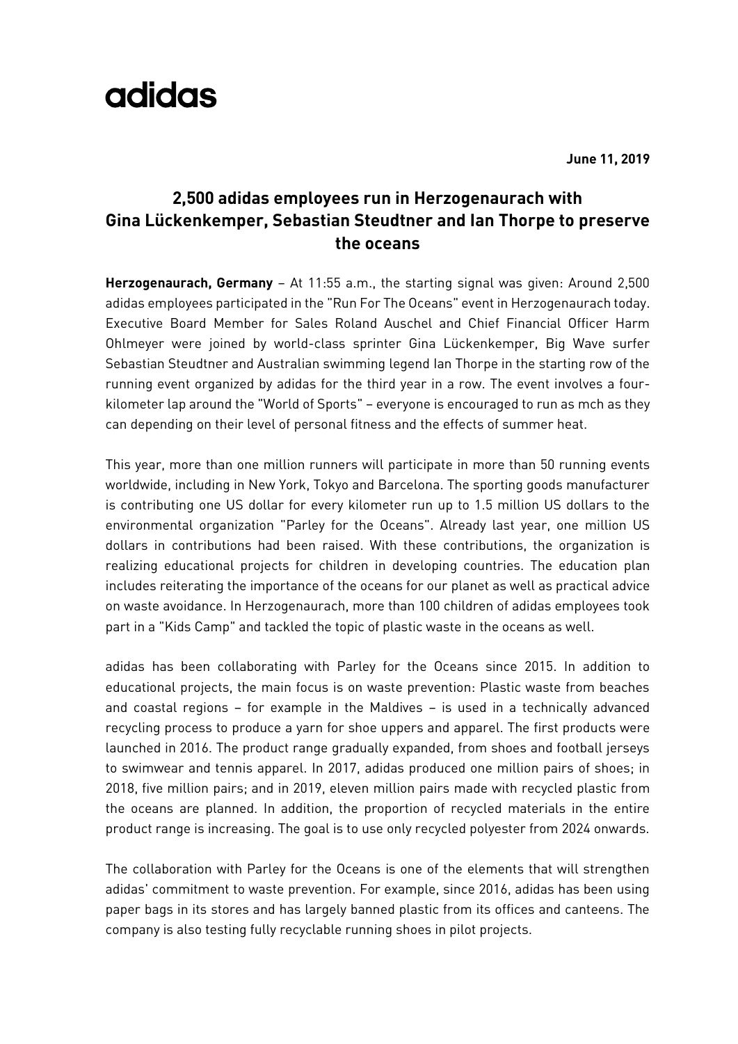adidas

**June 11, 2019**

# 2,500 adidas employees run in Herzogenaurach with Gina Lückenkemper, Sebastian Steudtner and Ian Thorpe to preserve the oceans

**Herzogenaurach, Germany** – At 11:55 a.m., the starting signal was given: Around 2,500 adidas employees participated in the "Run For The Oceans" event in Herzogenaurach today. Executive Board Member for Sales Roland Auschel and Chief Financial Officer Harm Ohlmeyer were joined by world-class sprinter Gina Lückenkemper, Big Wave surfer Sebastian Steudtner and Australian swimming legend Ian Thorpe in the starting row of the running event organized by adidas for the third year in a row. The event involves a four-kilometer lap around the "World of Sports" – everyone is encouraged to run as mch as they can depending on their level of personal fitness and the effects of summer heat.

This year, more than one million runners will participate in more than 50 running events worldwide, including in New York, Tokyo and Barcelona. The sporting goods manufacturer is contributing one US dollar for every kilometer run up to 1.5 million US dollars to the environmental organization "Parley for the Oceans". Already last year, one million US dollars in contributions had been raised. With these contributions, the organization is realizing educational projects for children in developing countries. The education plan includes reiterating the importance of the oceans for our planet as well as practical advice on waste avoidance. In Herzogenaurach, more than 100 children of adidas employees took part in a "Kids Camp" and tackled the topic of plastic waste in the oceans as well.

adidas has been collaborating with Parley for the Oceans since 2015. In addition to educational projects, the main focus is on waste prevention: Plastic waste from beaches and coastal regions – for example in the Maldives – is used in a technically advanced recycling process to produce a yarn for shoe uppers and apparel. The first products were launched in 2016. The product range gradually expanded, from shoes and football jerseys to swimwear and tennis apparel. In 2017, adidas produced one million pairs of shoes; in 2018, five million pairs; and in 2019, eleven million pairs made with recycled plastic from the oceans are planned. In addition, the proportion of recycled materials in the entire product range is increasing. The goal is to use only recycled polyester from 2024 onwards.

The collaboration with Parley for the Oceans is one of the elements that will strengthen adidas' commitment to waste prevention. For example, since 2016, adidas has been using paper bags in its stores and has largely banned plastic from its offices and canteens. The company is also testing fully recyclable running shoes in pilot projects.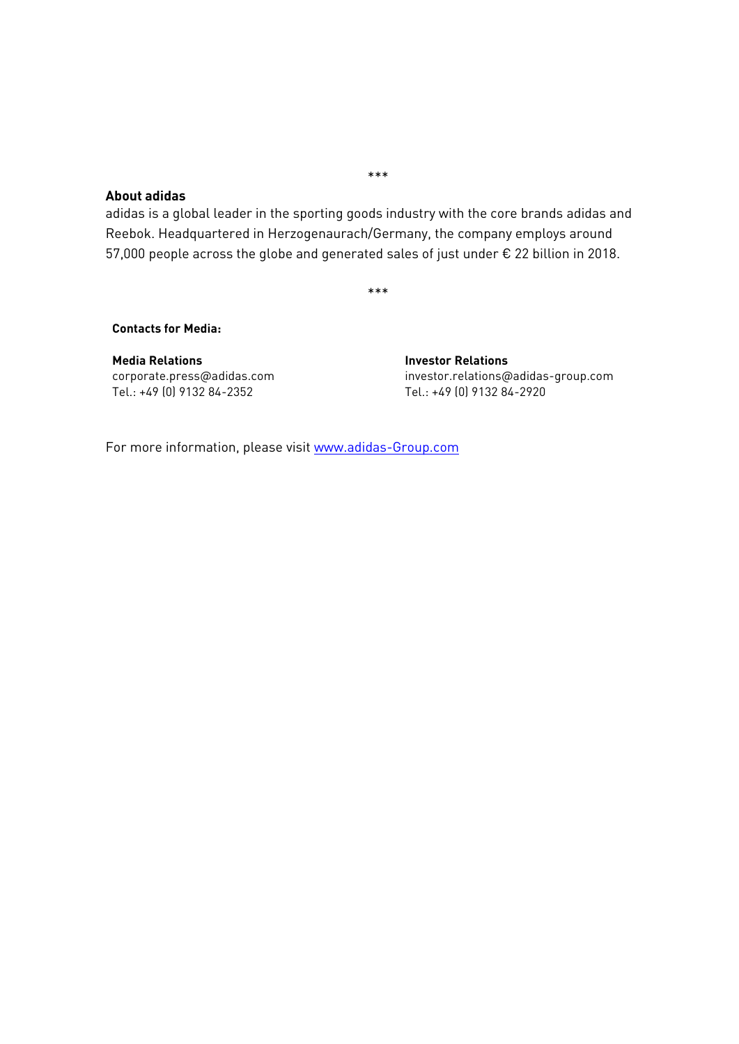***

**About adidas**

adidas is a global leader in the sporting goods industry with the core brands adidas and Reebok. Headquartered in Herzogenaurach/Germany, the company employs around 57,000 people across the globe and generated sales of just under € 22 billion in 2018.

***

**Contacts for Media:**

**Media Relations**
corporate.press@adidas.com
Tel.: +49 (0) 9132 84-2352

**Investor Relations**
investor.relations@adidas-group.com
Tel.: +49 (0) 9132 84-2920

For more information, please visit [www.adidas-Group.com](http://www.adidas-Group.com)